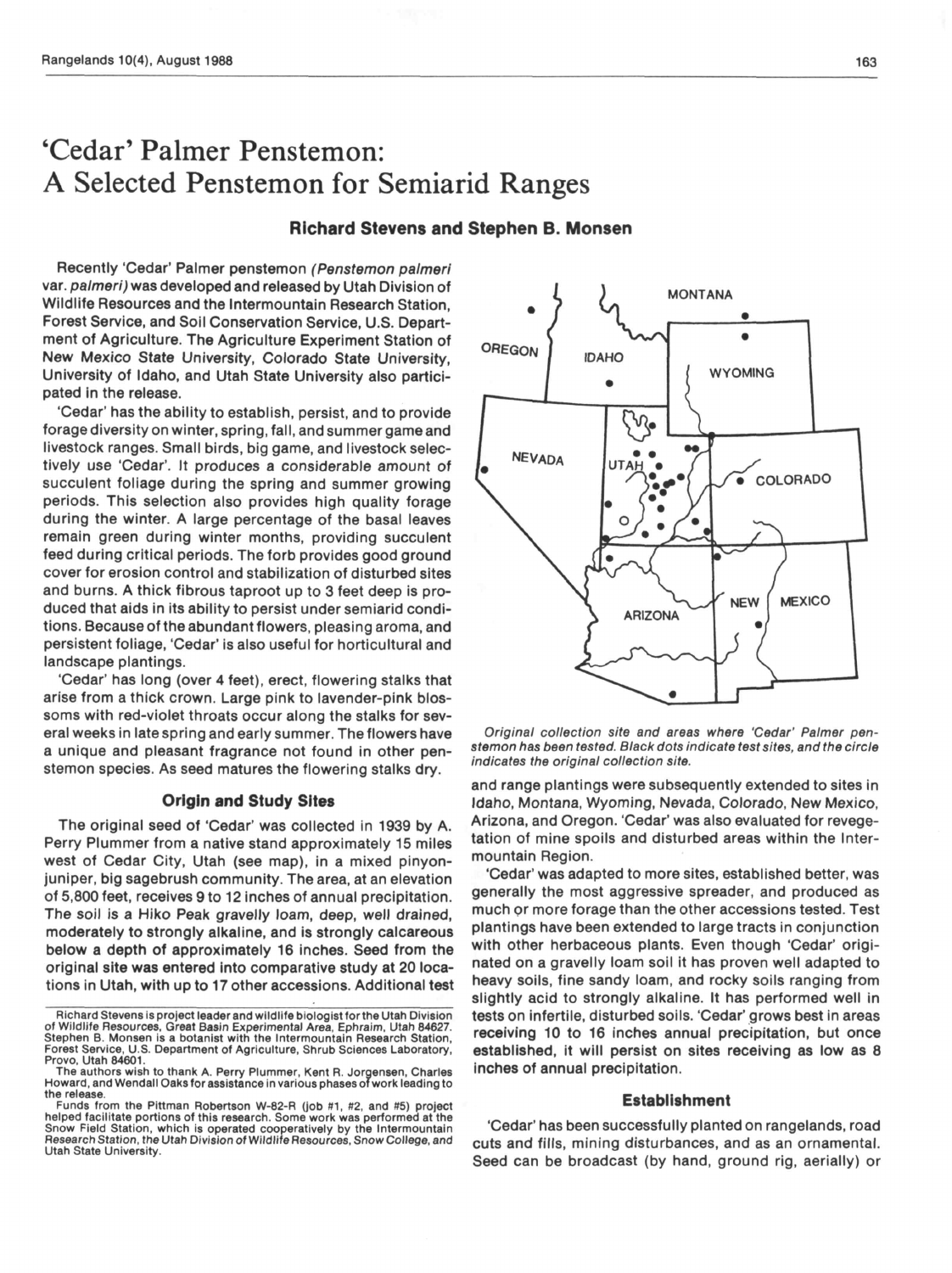# 'Cedar' Palmer Penstemon: A Selected Penstemon for Semiarid Ranges

**Richard Stevens and Stephen B. Monsen**

Recently 'Cedar' Palmer penstemon *(Penstemon palmeri* var. *palmeri)* was developed and released by Utah Division of Wildlife Resources and the Intermountain Research Station, Forest Service, and Soil Conservation Service, U.S. Department of Agriculture. The Agriculture Experiment Station of New Mexico State University, Colorado State University, University of Idaho, and Utah State University also participated in the release.

'Cedar' has the ability to establish, persist, and to provide forage diversity on winter, spring, fall, and summer game and livestock ranges. Small birds, big game, and livestock selectively use 'Cedar'. It produces a considerable amount of succulent foliage during the spring and summer growing periods. This selection also provides high quality forage during the winter. A large percentage of the basal leaves remain green during winter months, providing succulent feed during critical periods. The forb provides good ground cover for erosion control and stabilization of disturbed sites and burns. A thick fibrous taproot up to 3 feet deep is produced that aids in its ability to persist under semiarid conditions. Because of the abundant flowers, pleasing aroma, and persistent foliage, 'Cedar' is also useful for horticultural and landscape plantings.

'Cedar' has long (over 4 feet), erect, flowering stalks that arise from a thick crown. Large pink to lavender-pink blossoms with red-violet throats occur along the stalks for several weeks in late spring and early summer. The flowers have a unique and pleasant fragrance not found in other penstemon species. As seed matures the flowering stalks dry.

## Origin and Study Sites

The original seed of 'Cedar' was collected in 1939 by A. Perry Plummer from a native stand approximately 15 miles west of Cedar City, Utah (see map), in a mixed pinyon-juniper, big sagebrush community. The area, at an elevation of 5,800 feet, receives 9 to 12 inches of annual precipitation. The soil is a Hiko Peak gravelly loam, deep, well drained, moderately to strongly alkaline, and is strongly calcareous below a depth of approximately 16 inches. Seed from the original site was entered into comparative study at 20 locations in Utah, with up to 17 other accessions. Additional test and range plantings were subsequently extended to sites in Idaho, Montana, Wyoming, Nevada, Colorado, New Mexico, Arizona, and Oregon. 'Cedar' was also evaluated for revegetation of mine spoils and disturbed areas within the Intermountain Region.

*Original collection site and areas where 'Cedar' Palmer penstemon has been tested. Black dots indicate test sites, and the circle indicates the original collection site.*

'Cedar' was adapted to more sites, established better, was generally the most aggressive spreader, and produced as much or more forage than the other accessions tested. Test plantings have been extended to large tracts in conjunction with other herbaceous plants. Even though 'Cedar' originated on a gravelly loam soil it has proven well adapted to heavy soils, fine sandy loam, and rocky soils ranging from slightly acid to strongly alkaline. It has performed well in tests on infertile, disturbed soils. 'Cedar' grows best in areas receiving 10 to 16 inches annual precipitation, but once established, it will persist on sites receiving as low as 8 inches of annual precipitation.

## Establishment

'Cedar' has been successfully planted on rangelands, road cuts and fills, mining disturbances, and as an ornamental. Seed can be broadcast (by hand, ground rig, aerially) or

---

Richard Stevens is project leader and wildlife biologist for the Utah Division of Wildlife Resources, Great Basin Experimental Area, Ephraim, Utah 84627. Stephen B. Monsen is a botanist with the Intermountain Research Station, Forest Service, U.S. Department of Agriculture, Shrub Sciences Laboratory, Provo, Utah 84601.

The authors wish to thank A. Perry Plummer, Kent R. Jorgensen, Charles Howard, and Wendall Oaks for assistance in various phases of work leading to the release.

Funds from the Pittman Robertson W-82-R (job #1, #2, and #5) project helped facilitate portions of this research. Some work was performed at the Snow Field Station, which is operated cooperatively by the Intermountain Research Station, the Utah Division of Wildlife Resources, Snow College, and Utah State University.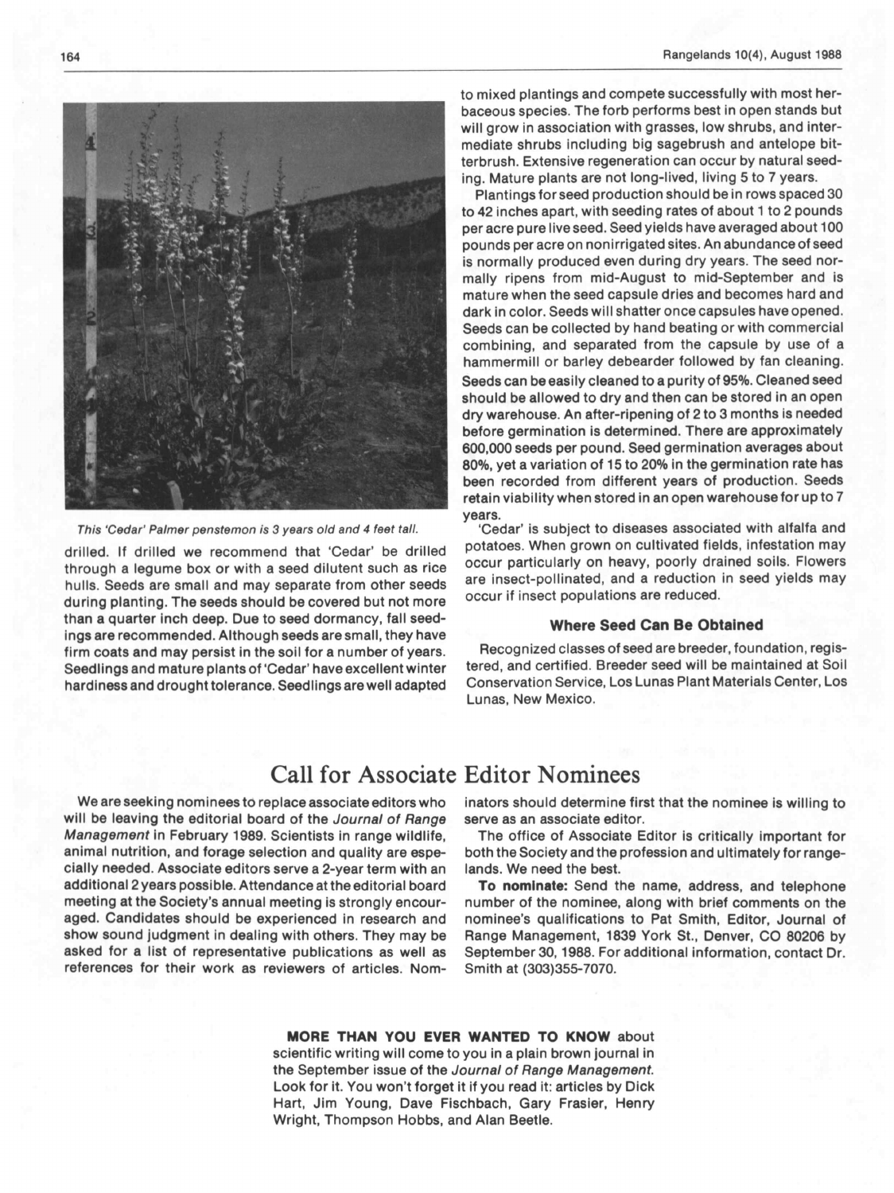This 'Cedar' Palmer penstemon is 3 years old and 4 feet tall.

drilled. If drilled we recommend that 'Cedar' be drilled through a legume box or with a seed dilutent such as rice hulls. Seeds are small and may separate from other seeds during planting. The seeds should be covered but not more than a quarter inch deep. Due to seed dormancy, fall seedings are recommended. Although seeds are small, they have firm coats and may persist in the soil for a number of years. Seedlings and mature plants of 'Cedar' have excellent winter hardiness and drought tolerance. Seedlings are well adapted to mixed plantings and compete successfully with most herbaceous species. The forb performs best in open stands but will grow in association with grasses, low shrubs, and intermediate shrubs including big sagebrush and antelope bitterbrush. Extensive regeneration can occur by natural seeding. Mature plants are not long-lived, living 5 to 7 years.

Plantings for seed production should be in rows spaced 30 to 42 inches apart, with seeding rates of about 1 to 2 pounds per acre pure live seed. Seed yields have averaged about 100 pounds per acre on nonirrigated sites. An abundance of seed is normally produced even during dry years. The seed normally ripens from mid-August to mid-September and is mature when the seed capsule dries and becomes hard and dark in color. Seeds will shatter once capsules have opened. Seeds can be collected by hand beating or with commercial combining, and separated from the capsule by use of a hammermill or barley debearder followed by fan cleaning. Seeds can be easily cleaned to a purity of 95%. Cleaned seed should be allowed to dry and then can be stored in an open dry warehouse. An after-ripening of 2 to 3 months is needed before germination is determined. There are approximately 600,000 seeds per pound. Seed germination averages about 80%, yet a variation of 15 to 20% in the germination rate has been recorded from different years of production. Seeds retain viability when stored in an open warehouse for up to 7 years.

'Cedar' is subject to diseases associated with alfalfa and potatoes. When grown on cultivated fields, infestation may occur particularly on heavy, poorly drained soils. Flowers are insect-pollinated, and a reduction in seed yields may occur if insect populations are reduced.

### Where Seed Can Be Obtained

Recognized classes of seed are breeder, foundation, registered, and certified. Breeder seed will be maintained at Soil Conservation Service, Los Lunas Plant Materials Center, Los Lunas, New Mexico.

## Call for Associate Editor Nominees

We are seeking nominees to replace associate editors who will be leaving the editorial board of the *Journal of Range Management* in February 1989. Scientists in range wildlife, animal nutrition, and forage selection and quality are especially needed. Associate editors serve a 2-year term with an additional 2 years possible. Attendance at the editorial board meeting at the Society's annual meeting is strongly encouraged. Candidates should be experienced in research and show sound judgment in dealing with others. They may be asked for a list of representative publications as well as references for their work as reviewers of articles. Nominators should determine first that the nominee is willing to serve as an associate editor.

The office of Associate Editor is critically important for both the Society and the profession and ultimately for rangelands. We need the best.

**To nominate:** Send the name, address, and telephone number of the nominee, along with brief comments on the nominee's qualifications to Pat Smith, Editor, Journal of Range Management, 1839 York St., Denver, CO 80206 by September 30, 1988. For additional information, contact Dr. Smith at (303)355-7070.

**MORE THAN YOU EVER WANTED TO KNOW** about scientific writing will come to you in a plain brown journal in the September issue of the *Journal of Range Management*. Look for it. You won't forget it if you read it: articles by Dick Hart, Jim Young, Dave Fischbach, Gary Frasier, Henry Wright, Thompson Hobbs, and Alan Beetle.